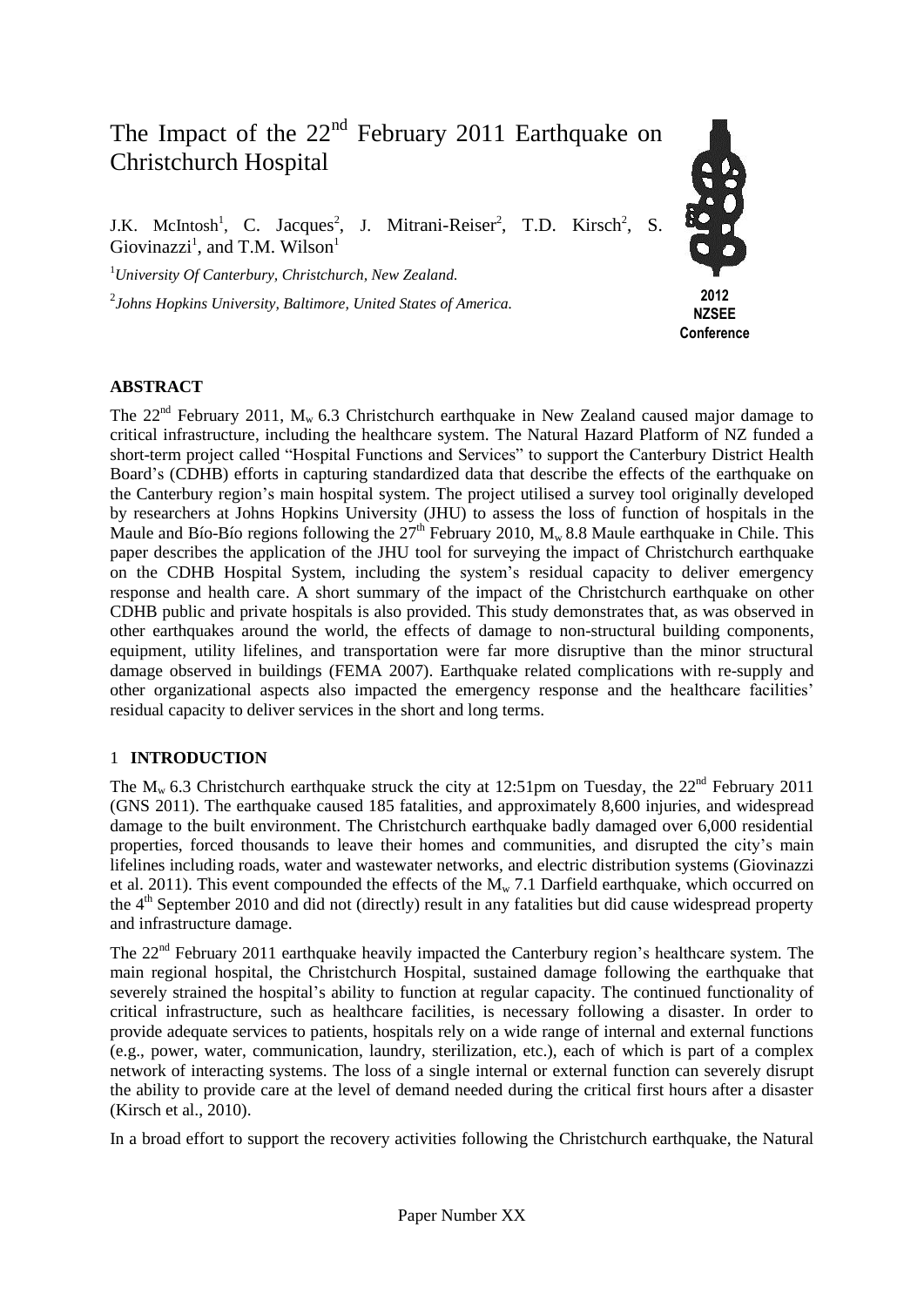# The Impact of the 22nd February 2011 Earthquake on Christchurch Hospital

J.K. McIntosh[1], C. Jacques[2], J. Mitrani-Reiser[2], T.D. Kirsch[2], S. Giovinazzi[1], and T.M. Wilson[1]

[1]*University Of Canterbury, Christchurch, New Zealand.*

[2]*Johns Hopkins University, Baltimore, United States of America.*

**2012 NZSEE Conference**

## ABSTRACT

The 22nd February 2011, $M_w$ 6.3 Christchurch earthquake in New Zealand caused major damage to critical infrastructure, including the healthcare system. The Natural Hazard Platform of NZ funded a short-term project called "Hospital Functions and Services" to support the Canterbury District Health Board's (CDHB) efforts in capturing standardized data that describe the effects of the earthquake on the Canterbury region's main hospital system. The project utilised a survey tool originally developed by researchers at Johns Hopkins University (JHU) to assess the loss of function of hospitals in the Maule and Bío-Bío regions following the 27th February 2010, $M_w$ 8.8 Maule earthquake in Chile. This paper describes the application of the JHU tool for surveying the impact of Christchurch earthquake on the CDHB Hospital System, including the system's residual capacity to deliver emergency response and health care. A short summary of the impact of the Christchurch earthquake on other CDHB public and private hospitals is also provided. This study demonstrates that, as was observed in other earthquakes around the world, the effects of damage to non-structural building components, equipment, utility lifelines, and transportation were far more disruptive than the minor structural damage observed in buildings (FEMA 2007). Earthquake related complications with re-supply and other organizational aspects also impacted the emergency response and the healthcare facilities' residual capacity to deliver services in the short and long terms.

## 1 INTRODUCTION

The $M_w$ 6.3 Christchurch earthquake struck the city at 12:51pm on Tuesday, the 22nd February 2011 (GNS 2011). The earthquake caused 185 fatalities, and approximately 8,600 injuries, and widespread damage to the built environment. The Christchurch earthquake badly damaged over 6,000 residential properties, forced thousands to leave their homes and communities, and disrupted the city's main lifelines including roads, water and wastewater networks, and electric distribution systems (Giovinazzi et al. 2011). This event compounded the effects of the $M_w$ 7.1 Darfield earthquake, which occurred on the 4th September 2010 and did not (directly) result in any fatalities but did cause widespread property and infrastructure damage.

The 22nd February 2011 earthquake heavily impacted the Canterbury region's healthcare system. The main regional hospital, the Christchurch Hospital, sustained damage following the earthquake that severely strained the hospital's ability to function at regular capacity. The continued functionality of critical infrastructure, such as healthcare facilities, is necessary following a disaster. In order to provide adequate services to patients, hospitals rely on a wide range of internal and external functions (e.g., power, water, communication, laundry, sterilization, etc.), each of which is part of a complex network of interacting systems. The loss of a single internal or external function can severely disrupt the ability to provide care at the level of demand needed during the critical first hours after a disaster (Kirsch et al., 2010).

In a broad effort to support the recovery activities following the Christchurch earthquake, the Natural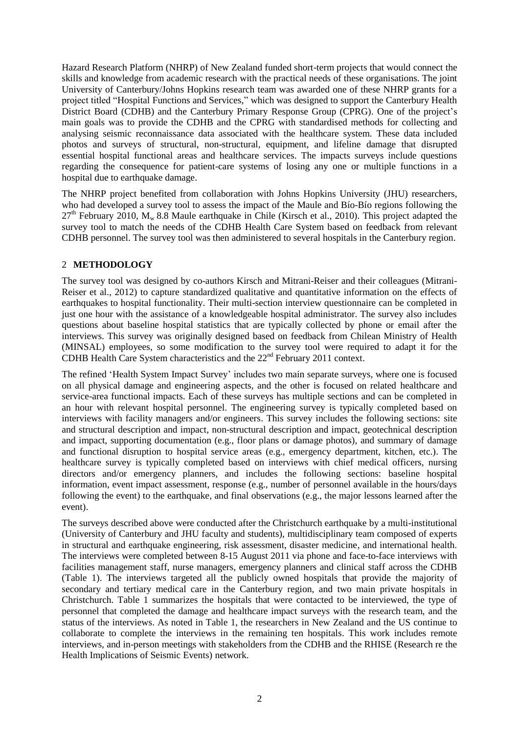Hazard Research Platform (NHRP) of New Zealand funded short-term projects that would connect the skills and knowledge from academic research with the practical needs of these organisations. The joint University of Canterbury/Johns Hopkins research team was awarded one of these NHRP grants for a project titled "Hospital Functions and Services," which was designed to support the Canterbury Health District Board (CDHB) and the Canterbury Primary Response Group (CPRG). One of the project's main goals was to provide the CDHB and the CPRG with standardised methods for collecting and analysing seismic reconnaissance data associated with the healthcare system. These data included photos and surveys of structural, non-structural, equipment, and lifeline damage that disrupted essential hospital functional areas and healthcare services. The impacts surveys include questions regarding the consequence for patient-care systems of losing any one or multiple functions in a hospital due to earthquake damage.

The NHRP project benefited from collaboration with Johns Hopkins University (JHU) researchers, who had developed a survey tool to assess the impact of the Maule and Bío-Bío regions following the 27th February 2010, $M_w$ 8.8 Maule earthquake in Chile (Kirsch et al., 2010). This project adapted the survey tool to match the needs of the CDHB Health Care System based on feedback from relevant CDHB personnel. The survey tool was then administered to several hospitals in the Canterbury region.

## 2 METHODOLOGY

The survey tool was designed by co-authors Kirsch and Mitrani-Reiser and their colleagues (Mitrani-Reiser et al., 2012) to capture standardized qualitative and quantitative information on the effects of earthquakes to hospital functionality. Their multi-section interview questionnaire can be completed in just one hour with the assistance of a knowledgeable hospital administrator. The survey also includes questions about baseline hospital statistics that are typically collected by phone or email after the interviews. This survey was originally designed based on feedback from Chilean Ministry of Health (MINSAL) employees, so some modification to the survey tool were required to adapt it for the CDHB Health Care System characteristics and the 22nd February 2011 context.

The refined 'Health System Impact Survey' includes two main separate surveys, where one is focused on all physical damage and engineering aspects, and the other is focused on related healthcare and service-area functional impacts. Each of these surveys has multiple sections and can be completed in an hour with relevant hospital personnel. The engineering survey is typically completed based on interviews with facility managers and/or engineers. This survey includes the following sections: site and structural description and impact, non-structural description and impact, geotechnical description and impact, supporting documentation (e.g., floor plans or damage photos), and summary of damage and functional disruption to hospital service areas (e.g., emergency department, kitchen, etc.). The healthcare survey is typically completed based on interviews with chief medical officers, nursing directors and/or emergency planners, and includes the following sections: baseline hospital information, event impact assessment, response (e.g., number of personnel available in the hours/days following the event) to the earthquake, and final observations (e.g., the major lessons learned after the event).

The surveys described above were conducted after the Christchurch earthquake by a multi-institutional (University of Canterbury and JHU faculty and students), multidisciplinary team composed of experts in structural and earthquake engineering, risk assessment, disaster medicine, and international health. The interviews were completed between 8-15 August 2011 via phone and face-to-face interviews with facilities management staff, nurse managers, emergency planners and clinical staff across the CDHB (Table 1). The interviews targeted all the publicly owned hospitals that provide the majority of secondary and tertiary medical care in the Canterbury region, and two main private hospitals in Christchurch. Table 1 summarizes the hospitals that were contacted to be interviewed, the type of personnel that completed the damage and healthcare impact surveys with the research team, and the status of the interviews. As noted in Table 1, the researchers in New Zealand and the US continue to collaborate to complete the interviews in the remaining ten hospitals. This work includes remote interviews, and in-person meetings with stakeholders from the CDHB and the RHISE (Research re the Health Implications of Seismic Events) network.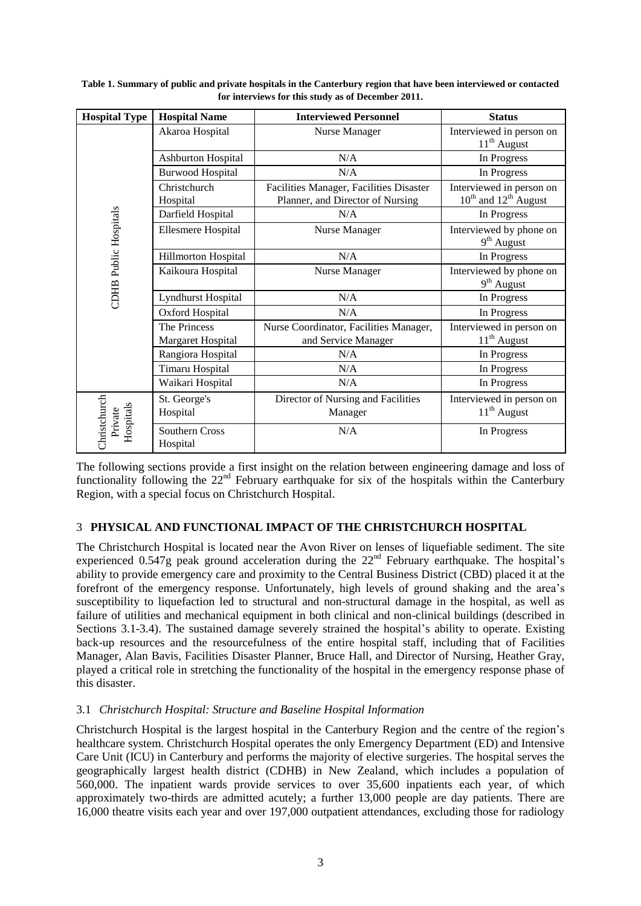**Table 1. Summary of public and private hospitals in the Canterbury region that have been interviewed or contacted for interviews for this study as of December 2011.**

| Hospital Type | Hospital Name | Interviewed Personnel | Status |
|---|---|---|---|
| CDHB Public Hospitals | Akaroa Hospital | Nurse Manager | Interviewed in person on 11th August |
| | Ashburton Hospital | N/A | In Progress |
| | Burwood Hospital | N/A | In Progress |
| | Christchurch Hospital | Facilities Manager, Facilities Disaster Planner, and Director of Nursing | Interviewed in person on 10th and 12th August |
| | Darfield Hospital | N/A | In Progress |
| | Ellesmere Hospital | Nurse Manager | Interviewed by phone on 9th August |
| | Hillmorton Hospital | N/A | In Progress |
| | Kaikoura Hospital | Nurse Manager | Interviewed by phone on 9th August |
| | Lyndhurst Hospital | N/A | In Progress |
| | Oxford Hospital | N/A | In Progress |
| | The Princess Margaret Hospital | Nurse Coordinator, Facilities Manager, and Service Manager | Interviewed in person on 11th August |
| | Rangiora Hospital | N/A | In Progress |
| | Timaru Hospital | N/A | In Progress |
| | Waikari Hospital | N/A | In Progress |
| Christchurch Private Hospitals | St. George's Hospital | Director of Nursing and Facilities Manager | Interviewed in person on 11th August |
| | Southern Cross Hospital | N/A | In Progress |

The following sections provide a first insight on the relation between engineering damage and loss of functionality following the 22nd February earthquake for six of the hospitals within the Canterbury Region, with a special focus on Christchurch Hospital.

## 3 PHYSICAL AND FUNCTIONAL IMPACT OF THE CHRISTCHURCH HOSPITAL

The Christchurch Hospital is located near the Avon River on lenses of liquefiable sediment. The site experienced 0.547g peak ground acceleration during the 22nd February earthquake. The hospital's ability to provide emergency care and proximity to the Central Business District (CBD) placed it at the forefront of the emergency response. Unfortunately, high levels of ground shaking and the area's susceptibility to liquefaction led to structural and non-structural damage in the hospital, as well as failure of utilities and mechanical equipment in both clinical and non-clinical buildings (described in Sections 3.1-3.4). The sustained damage severely strained the hospital's ability to operate. Existing back-up resources and the resourcefulness of the entire hospital staff, including that of Facilities Manager, Alan Bavis, Facilities Disaster Planner, Bruce Hall, and Director of Nursing, Heather Gray, played a critical role in stretching the functionality of the hospital in the emergency response phase of this disaster.

### 3.1 *Christchurch Hospital: Structure and Baseline Hospital Information*

Christchurch Hospital is the largest hospital in the Canterbury Region and the centre of the region's healthcare system. Christchurch Hospital operates the only Emergency Department (ED) and Intensive Care Unit (ICU) in Canterbury and performs the majority of elective surgeries. The hospital serves the geographically largest health district (CDHB) in New Zealand, which includes a population of 560,000. The inpatient wards provide services to over 35,600 inpatients each year, of which approximately two-thirds are admitted acutely; a further 13,000 people are day patients. There are 16,000 theatre visits each year and over 197,000 outpatient attendances, excluding those for radiology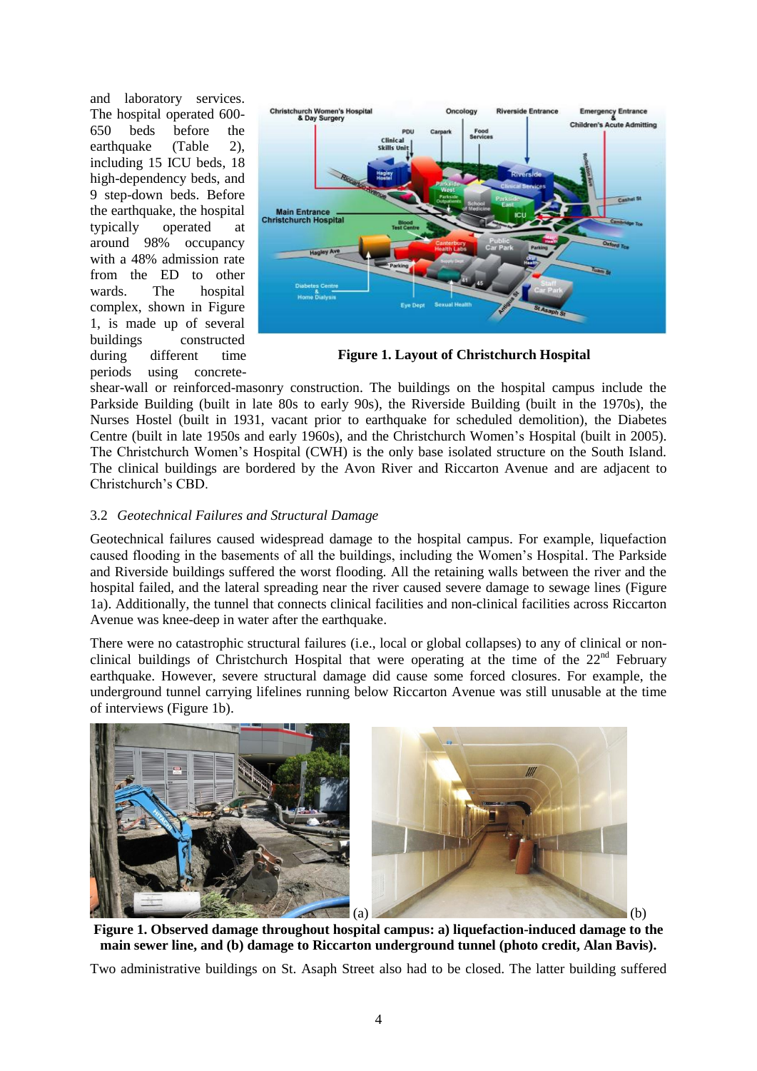and laboratory services. The hospital operated 600-650 beds before the earthquake (Table 2), including 15 ICU beds, 18 high-dependency beds, and 9 step-down beds. Before the earthquake, the hospital typically operated at around 98% occupancy with a 48% admission rate from the ED to other wards. The hospital complex, shown in Figure 1, is made up of several buildings constructed during different time periods using concrete-shear-wall or reinforced-masonry construction. The buildings on the hospital campus include the Parkside Building (built in late 80s to early 90s), the Riverside Building (built in the 1970s), the Nurses Hostel (built in 1931, vacant prior to earthquake for scheduled demolition), the Diabetes Centre (built in late 1950s and early 1960s), and the Christchurch Women's Hospital (built in 2005). The Christchurch Women's Hospital (CWH) is the only base isolated structure on the South Island. The clinical buildings are bordered by the Avon River and Riccarton Avenue and are adjacent to Christchurch's CBD.

**Figure 1. Layout of Christchurch Hospital**

### 3.2 *Geotechnical Failures and Structural Damage*

Geotechnical failures caused widespread damage to the hospital campus. For example, liquefaction caused flooding in the basements of all the buildings, including the Women's Hospital. The Parkside and Riverside buildings suffered the worst flooding. All the retaining walls between the river and the hospital failed, and the lateral spreading near the river caused severe damage to sewage lines (Figure 1a). Additionally, the tunnel that connects clinical facilities and non-clinical facilities across Riccarton Avenue was knee-deep in water after the earthquake.

There were no catastrophic structural failures (i.e., local or global collapses) to any of clinical or non-clinical buildings of Christchurch Hospital that were operating at the time of the 22nd February earthquake. However, severe structural damage did cause some forced closures. For example, the underground tunnel carrying lifelines running below Riccarton Avenue was still unusable at the time of interviews (Figure 1b).

(a) (b)

**Figure 1. Observed damage throughout hospital campus: a) liquefaction-induced damage to the main sewer line, and (b) damage to Riccarton underground tunnel (photo credit, Alan Bavis).**

Two administrative buildings on St. Asaph Street also had to be closed. The latter building suffered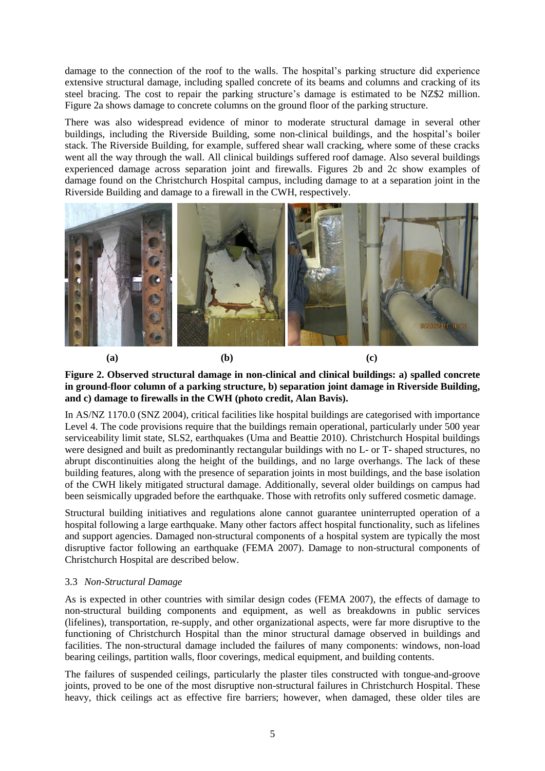damage to the connection of the roof to the walls. The hospital's parking structure did experience extensive structural damage, including spalled concrete of its beams and columns and cracking of its steel bracing. The cost to repair the parking structure's damage is estimated to be NZ$2 million. Figure 2a shows damage to concrete columns on the ground floor of the parking structure.

There was also widespread evidence of minor to moderate structural damage in several other buildings, including the Riverside Building, some non-clinical buildings, and the hospital's boiler stack. The Riverside Building, for example, suffered shear wall cracking, where some of these cracks went all the way through the wall. All clinical buildings suffered roof damage. Also several buildings experienced damage across separation joint and firewalls. Figures 2b and 2c show examples of damage found on the Christchurch Hospital campus, including damage to at a separation joint in the Riverside Building and damage to a firewall in the CWH, respectively.

**Figure 2. Observed structural damage in non-clinical and clinical buildings: a) spalled concrete in ground-floor column of a parking structure, b) separation joint damage in Riverside Building, and c) damage to firewalls in the CWH (photo credit, Alan Bavis).**

In AS/NZ 1170.0 (SNZ 2004), critical facilities like hospital buildings are categorised with importance Level 4. The code provisions require that the buildings remain operational, particularly under 500 year serviceability limit state, SLS2, earthquakes (Uma and Beattie 2010). Christchurch Hospital buildings were designed and built as predominantly rectangular buildings with no L- or T- shaped structures, no abrupt discontinuities along the height of the buildings, and no large overhangs. The lack of these building features, along with the presence of separation joints in most buildings, and the base isolation of the CWH likely mitigated structural damage. Additionally, several older buildings on campus had been seismically upgraded before the earthquake. Those with retrofits only suffered cosmetic damage.

Structural building initiatives and regulations alone cannot guarantee uninterrupted operation of a hospital following a large earthquake. Many other factors affect hospital functionality, such as lifelines and support agencies. Damaged non-structural components of a hospital system are typically the most disruptive factor following an earthquake (FEMA 2007). Damage to non-structural components of Christchurch Hospital are described below.

### 3.3 *Non-Structural Damage*

As is expected in other countries with similar design codes (FEMA 2007), the effects of damage to non-structural building components and equipment, as well as breakdowns in public services (lifelines), transportation, re-supply, and other organizational aspects, were far more disruptive to the functioning of Christchurch Hospital than the minor structural damage observed in buildings and facilities. The non-structural damage included the failures of many components: windows, non-load bearing ceilings, partition walls, floor coverings, medical equipment, and building contents.

The failures of suspended ceilings, particularly the plaster tiles constructed with tongue-and-groove joints, proved to be one of the most disruptive non-structural failures in Christchurch Hospital. These heavy, thick ceilings act as effective fire barriers; however, when damaged, these older tiles are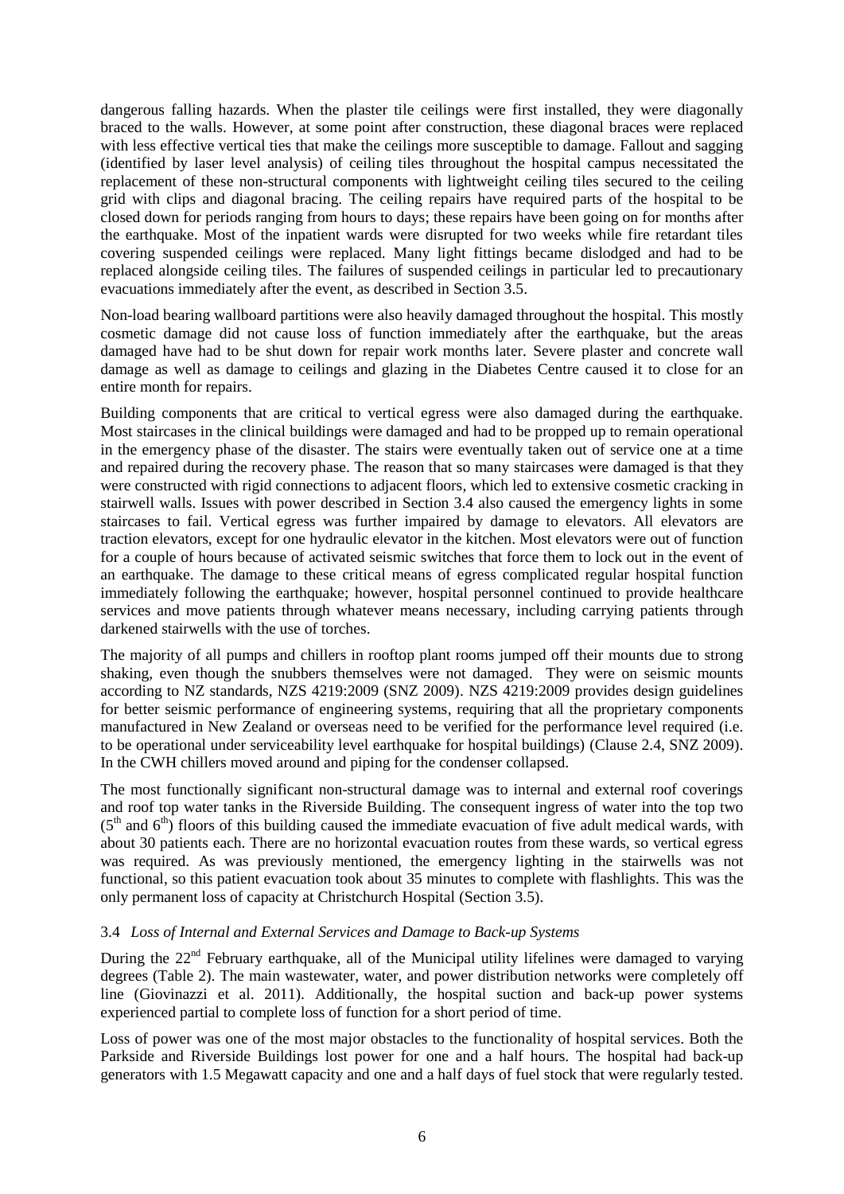dangerous falling hazards. When the plaster tile ceilings were first installed, they were diagonally braced to the walls. However, at some point after construction, these diagonal braces were replaced with less effective vertical ties that make the ceilings more susceptible to damage. Fallout and sagging (identified by laser level analysis) of ceiling tiles throughout the hospital campus necessitated the replacement of these non-structural components with lightweight ceiling tiles secured to the ceiling grid with clips and diagonal bracing. The ceiling repairs have required parts of the hospital to be closed down for periods ranging from hours to days; these repairs have been going on for months after the earthquake. Most of the inpatient wards were disrupted for two weeks while fire retardant tiles covering suspended ceilings were replaced. Many light fittings became dislodged and had to be replaced alongside ceiling tiles. The failures of suspended ceilings in particular led to precautionary evacuations immediately after the event, as described in Section 3.5.

Non-load bearing wallboard partitions were also heavily damaged throughout the hospital. This mostly cosmetic damage did not cause loss of function immediately after the earthquake, but the areas damaged have had to be shut down for repair work months later. Severe plaster and concrete wall damage as well as damage to ceilings and glazing in the Diabetes Centre caused it to close for an entire month for repairs.

Building components that are critical to vertical egress were also damaged during the earthquake. Most staircases in the clinical buildings were damaged and had to be propped up to remain operational in the emergency phase of the disaster. The stairs were eventually taken out of service one at a time and repaired during the recovery phase. The reason that so many staircases were damaged is that they were constructed with rigid connections to adjacent floors, which led to extensive cosmetic cracking in stairwell walls. Issues with power described in Section 3.4 also caused the emergency lights in some staircases to fail. Vertical egress was further impaired by damage to elevators. All elevators are traction elevators, except for one hydraulic elevator in the kitchen. Most elevators were out of function for a couple of hours because of activated seismic switches that force them to lock out in the event of an earthquake. The damage to these critical means of egress complicated regular hospital function immediately following the earthquake; however, hospital personnel continued to provide healthcare services and move patients through whatever means necessary, including carrying patients through darkened stairwells with the use of torches.

The majority of all pumps and chillers in rooftop plant rooms jumped off their mounts due to strong shaking, even though the snubbers themselves were not damaged. They were on seismic mounts according to NZ standards, NZS 4219:2009 (SNZ 2009). NZS 4219:2009 provides design guidelines for better seismic performance of engineering systems, requiring that all the proprietary components manufactured in New Zealand or overseas need to be verified for the performance level required (i.e. to be operational under serviceability level earthquake for hospital buildings) (Clause 2.4, SNZ 2009). In the CWH chillers moved around and piping for the condenser collapsed.

The most functionally significant non-structural damage was to internal and external roof coverings and roof top water tanks in the Riverside Building. The consequent ingress of water into the top two (5th and 6th) floors of this building caused the immediate evacuation of five adult medical wards, with about 30 patients each. There are no horizontal evacuation routes from these wards, so vertical egress was required. As was previously mentioned, the emergency lighting in the stairwells was not functional, so this patient evacuation took about 35 minutes to complete with flashlights. This was the only permanent loss of capacity at Christchurch Hospital (Section 3.5).

### 3.4 *Loss of Internal and External Services and Damage to Back-up Systems*

During the 22nd February earthquake, all of the Municipal utility lifelines were damaged to varying degrees (Table 2). The main wastewater, water, and power distribution networks were completely off line (Giovinazzi et al. 2011). Additionally, the hospital suction and back-up power systems experienced partial to complete loss of function for a short period of time.

Loss of power was one of the most major obstacles to the functionality of hospital services. Both the Parkside and Riverside Buildings lost power for one and a half hours. The hospital had back-up generators with 1.5 Megawatt capacity and one and a half days of fuel stock that were regularly tested.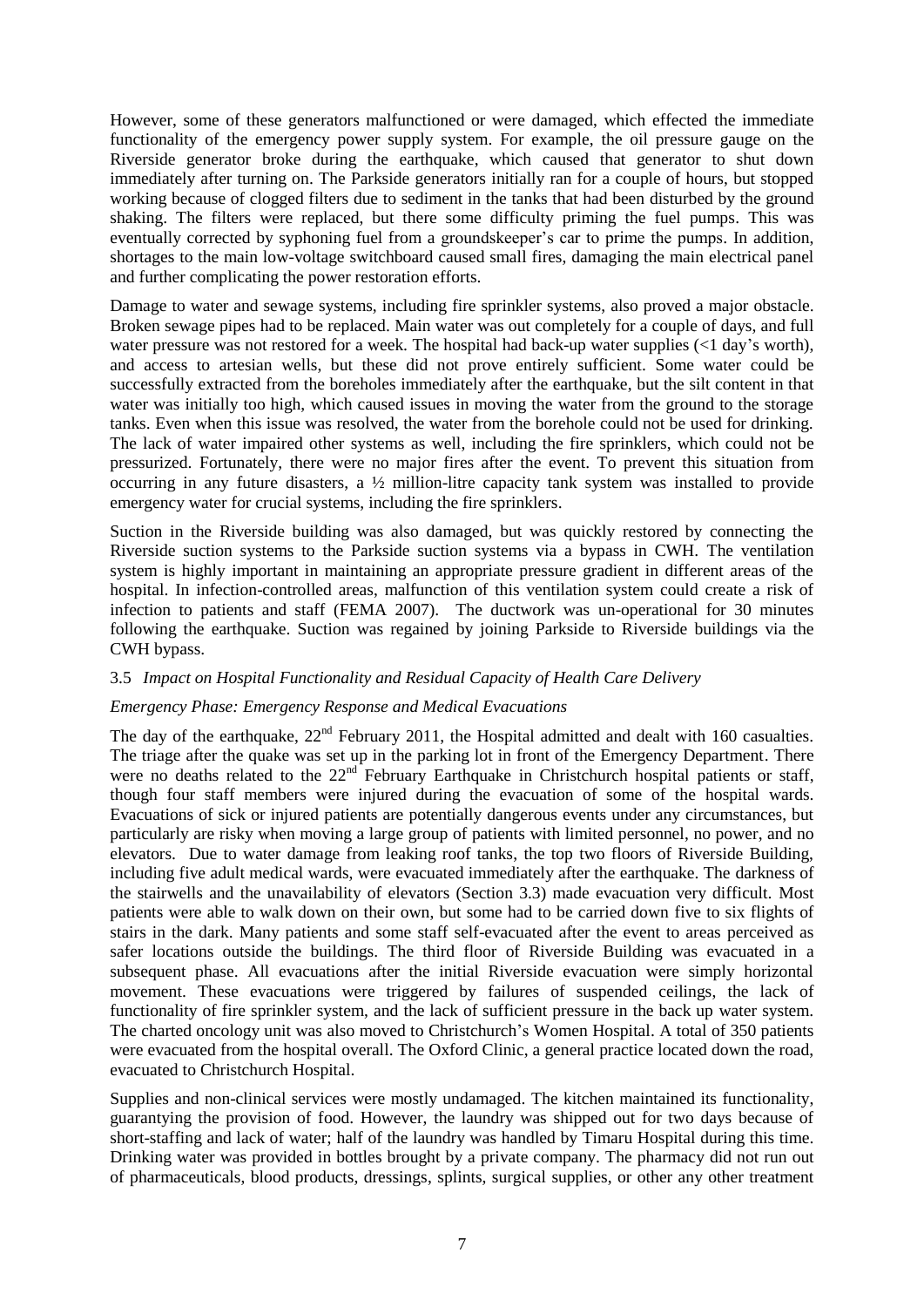However, some of these generators malfunctioned or were damaged, which effected the immediate functionality of the emergency power supply system. For example, the oil pressure gauge on the Riverside generator broke during the earthquake, which caused that generator to shut down immediately after turning on. The Parkside generators initially ran for a couple of hours, but stopped working because of clogged filters due to sediment in the tanks that had been disturbed by the ground shaking. The filters were replaced, but there some difficulty priming the fuel pumps. This was eventually corrected by syphoning fuel from a groundskeeper's car to prime the pumps. In addition, shortages to the main low-voltage switchboard caused small fires, damaging the main electrical panel and further complicating the power restoration efforts.

Damage to water and sewage systems, including fire sprinkler systems, also proved a major obstacle. Broken sewage pipes had to be replaced. Main water was out completely for a couple of days, and full water pressure was not restored for a week. The hospital had back-up water supplies (<1 day's worth), and access to artesian wells, but these did not prove entirely sufficient. Some water could be successfully extracted from the boreholes immediately after the earthquake, but the silt content in that water was initially too high, which caused issues in moving the water from the ground to the storage tanks. Even when this issue was resolved, the water from the borehole could not be used for drinking. The lack of water impaired other systems as well, including the fire sprinklers, which could not be pressurized. Fortunately, there were no major fires after the event. To prevent this situation from occurring in any future disasters, a ½ million-litre capacity tank system was installed to provide emergency water for crucial systems, including the fire sprinklers.

Suction in the Riverside building was also damaged, but was quickly restored by connecting the Riverside suction systems to the Parkside suction systems via a bypass in CWH. The ventilation system is highly important in maintaining an appropriate pressure gradient in different areas of the hospital. In infection-controlled areas, malfunction of this ventilation system could create a risk of infection to patients and staff (FEMA 2007). The ductwork was un-operational for 30 minutes following the earthquake. Suction was regained by joining Parkside to Riverside buildings via the CWH bypass.

### 3.5 *Impact on Hospital Functionality and Residual Capacity of Health Care Delivery*

*Emergency Phase: Emergency Response and Medical Evacuations*

The day of the earthquake, 22nd February 2011, the Hospital admitted and dealt with 160 casualties. The triage after the quake was set up in the parking lot in front of the Emergency Department. There were no deaths related to the 22nd February Earthquake in Christchurch hospital patients or staff, though four staff members were injured during the evacuation of some of the hospital wards. Evacuations of sick or injured patients are potentially dangerous events under any circumstances, but particularly are risky when moving a large group of patients with limited personnel, no power, and no elevators. Due to water damage from leaking roof tanks, the top two floors of Riverside Building, including five adult medical wards, were evacuated immediately after the earthquake. The darkness of the stairwells and the unavailability of elevators (Section 3.3) made evacuation very difficult. Most patients were able to walk down on their own, but some had to be carried down five to six flights of stairs in the dark. Many patients and some staff self-evacuated after the event to areas perceived as safer locations outside the buildings. The third floor of Riverside Building was evacuated in a subsequent phase. All evacuations after the initial Riverside evacuation were simply horizontal movement. These evacuations were triggered by failures of suspended ceilings, the lack of functionality of fire sprinkler system, and the lack of sufficient pressure in the back up water system. The charted oncology unit was also moved to Christchurch's Women Hospital. A total of 350 patients were evacuated from the hospital overall. The Oxford Clinic, a general practice located down the road, evacuated to Christchurch Hospital.

Supplies and non-clinical services were mostly undamaged. The kitchen maintained its functionality, guarantying the provision of food. However, the laundry was shipped out for two days because of short-staffing and lack of water; half of the laundry was handled by Timaru Hospital during this time. Drinking water was provided in bottles brought by a private company. The pharmacy did not run out of pharmaceuticals, blood products, dressings, splints, surgical supplies, or other any other treatment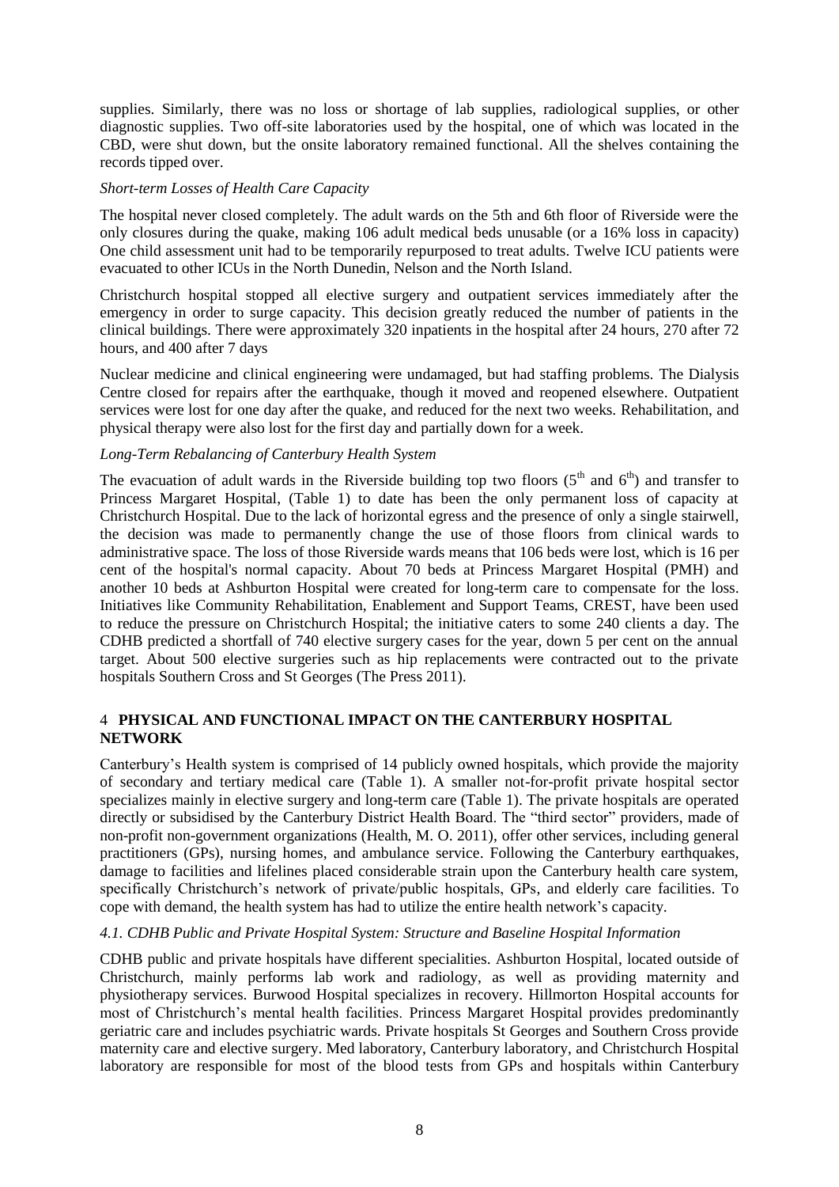supplies. Similarly, there was no loss or shortage of lab supplies, radiological supplies, or other diagnostic supplies. Two off-site laboratories used by the hospital, one of which was located in the CBD, were shut down, but the onsite laboratory remained functional. All the shelves containing the records tipped over.

*Short-term Losses of Health Care Capacity*

The hospital never closed completely. The adult wards on the 5th and 6th floor of Riverside were the only closures during the quake, making 106 adult medical beds unusable (or a 16% loss in capacity) One child assessment unit had to be temporarily repurposed to treat adults. Twelve ICU patients were evacuated to other ICUs in the North Dunedin, Nelson and the North Island.

Christchurch hospital stopped all elective surgery and outpatient services immediately after the emergency in order to surge capacity. This decision greatly reduced the number of patients in the clinical buildings. There were approximately 320 inpatients in the hospital after 24 hours, 270 after 72 hours, and 400 after 7 days

Nuclear medicine and clinical engineering were undamaged, but had staffing problems. The Dialysis Centre closed for repairs after the earthquake, though it moved and reopened elsewhere. Outpatient services were lost for one day after the quake, and reduced for the next two weeks. Rehabilitation, and physical therapy were also lost for the first day and partially down for a week.

*Long-Term Rebalancing of Canterbury Health System*

The evacuation of adult wards in the Riverside building top two floors (5th and 6th) and transfer to Princess Margaret Hospital, (Table 1) to date has been the only permanent loss of capacity at Christchurch Hospital. Due to the lack of horizontal egress and the presence of only a single stairwell, the decision was made to permanently change the use of those floors from clinical wards to administrative space. The loss of those Riverside wards means that 106 beds were lost, which is 16 per cent of the hospital's normal capacity. About 70 beds at Princess Margaret Hospital (PMH) and another 10 beds at Ashburton Hospital were created for long-term care to compensate for the loss. Initiatives like Community Rehabilitation, Enablement and Support Teams, CREST, have been used to reduce the pressure on Christchurch Hospital; the initiative caters to some 240 clients a day. The CDHB predicted a shortfall of 740 elective surgery cases for the year, down 5 per cent on the annual target. About 500 elective surgeries such as hip replacements were contracted out to the private hospitals Southern Cross and St Georges (The Press 2011).

## 4 PHYSICAL AND FUNCTIONAL IMPACT ON THE CANTERBURY HOSPITAL NETWORK

Canterbury's Health system is comprised of 14 publicly owned hospitals, which provide the majority of secondary and tertiary medical care (Table 1). A smaller not-for-profit private hospital sector specializes mainly in elective surgery and long-term care (Table 1). The private hospitals are operated directly or subsidised by the Canterbury District Health Board. The "third sector" providers, made of non-profit non-government organizations (Health, M. O. 2011), offer other services, including general practitioners (GPs), nursing homes, and ambulance service. Following the Canterbury earthquakes, damage to facilities and lifelines placed considerable strain upon the Canterbury health care system, specifically Christchurch's network of private/public hospitals, GPs, and elderly care facilities. To cope with demand, the health system has had to utilize the entire health network's capacity.

### *4.1. CDHB Public and Private Hospital System: Structure and Baseline Hospital Information*

CDHB public and private hospitals have different specialities. Ashburton Hospital, located outside of Christchurch, mainly performs lab work and radiology, as well as providing maternity and physiotherapy services. Burwood Hospital specializes in recovery. Hillmorton Hospital accounts for most of Christchurch's mental health facilities. Princess Margaret Hospital provides predominantly geriatric care and includes psychiatric wards. Private hospitals St Georges and Southern Cross provide maternity care and elective surgery. Med laboratory, Canterbury laboratory, and Christchurch Hospital laboratory are responsible for most of the blood tests from GPs and hospitals within Canterbury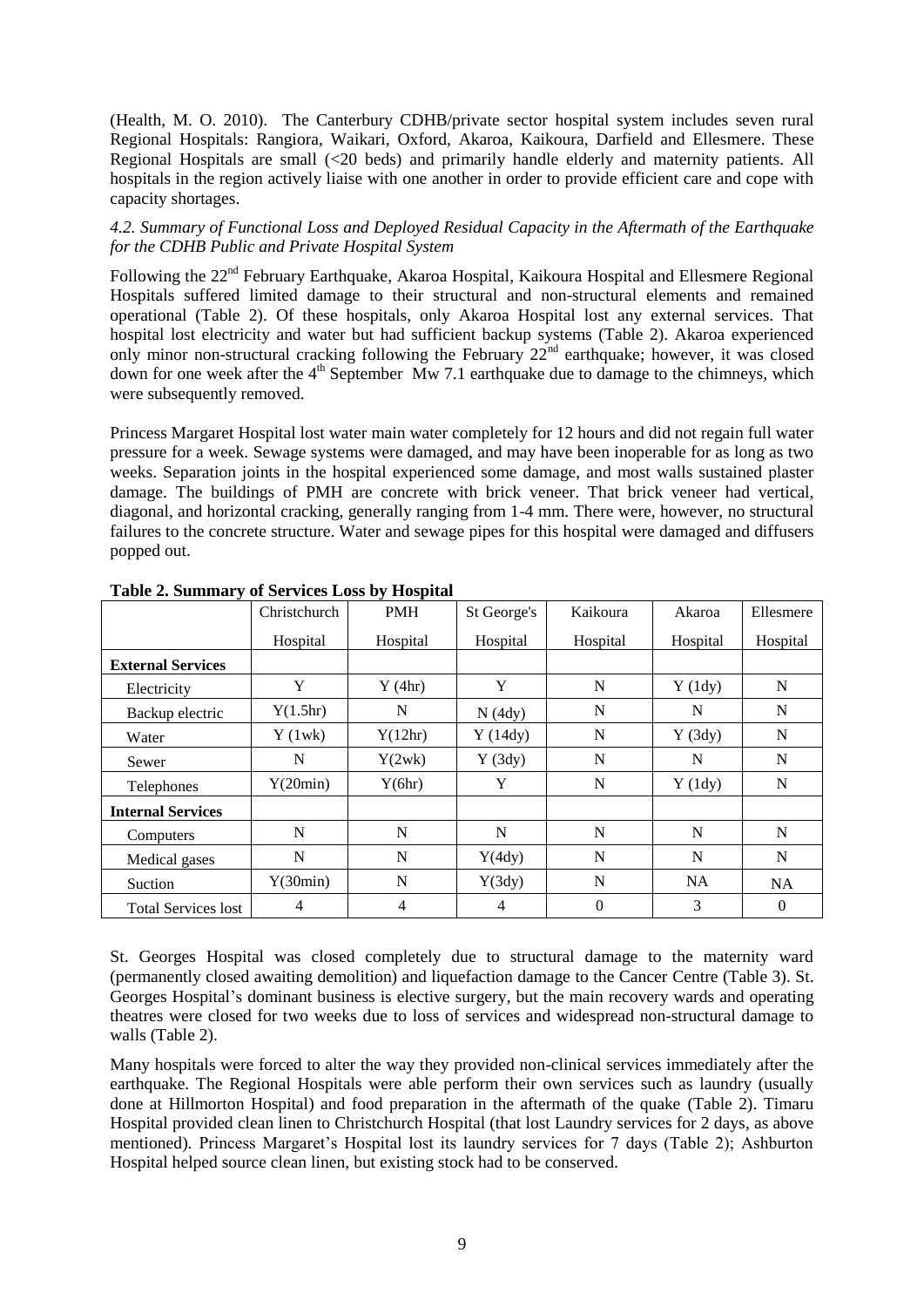(Health, M. O. 2010). The Canterbury CDHB/private sector hospital system includes seven rural Regional Hospitals: Rangiora, Waikari, Oxford, Akaroa, Kaikoura, Darfield and Ellesmere. These Regional Hospitals are small (<20 beds) and primarily handle elderly and maternity patients. All hospitals in the region actively liaise with one another in order to provide efficient care and cope with capacity shortages.

### *4.2. Summary of Functional Loss and Deployed Residual Capacity in the Aftermath of the Earthquake for the CDHB Public and Private Hospital System*

Following the 22[nd] February Earthquake, Akaroa Hospital, Kaikoura Hospital and Ellesmere Regional Hospitals suffered limited damage to their structural and non-structural elements and remained operational (Table 2). Of these hospitals, only Akaroa Hospital lost any external services. That hospital lost electricity and water but had sufficient backup systems (Table 2). Akaroa experienced only minor non-structural cracking following the February 22[nd] earthquake; however, it was closed down for one week after the 4[th] September Mw 7.1 earthquake due to damage to the chimneys, which were subsequently removed.

Princess Margaret Hospital lost water main water completely for 12 hours and did not regain full water pressure for a week. Sewage systems were damaged, and may have been inoperable for as long as two weeks. Separation joints in the hospital experienced some damage, and most walls sustained plaster damage. The buildings of PMH are concrete with brick veneer. That brick veneer had vertical, diagonal, and horizontal cracking, generally ranging from 1-4 mm. There were, however, no structural failures to the concrete structure. Water and sewage pipes for this hospital were damaged and diffusers popped out.

**Table 2. Summary of Services Loss by Hospital**

| | Christchurch Hospital | PMH Hospital | St George's Hospital | Kaikoura Hospital | Akaroa Hospital | Ellesmere Hospital |
|---|---|---|---|---|---|---|
| **External Services** | | | | | | |
| Electricity | Y | Y (4hr) | Y | N | Y (1dy) | N |
| Backup electric | Y(1.5hr) | N | N (4dy) | N | N | N |
| Water | Y (1wk) | Y(12hr) | Y (14dy) | N | Y (3dy) | N |
| Sewer | N | Y(2wk) | Y (3dy) | N | N | N |
| Telephones | Y(20min) | Y(6hr) | Y | N | Y (1dy) | N |
| **Internal Services** | | | | | | |
| Computers | N | N | N | N | N | N |
| Medical gases | N | N | Y(4dy) | N | N | N |
| Suction | Y(30min) | N | Y(3dy) | N | NA | NA |
| Total Services lost | 4 | 4 | 4 | 0 | 3 | 0 |

St. Georges Hospital was closed completely due to structural damage to the maternity ward (permanently closed awaiting demolition) and liquefaction damage to the Cancer Centre (Table 3). St. Georges Hospital's dominant business is elective surgery, but the main recovery wards and operating theatres were closed for two weeks due to loss of services and widespread non-structural damage to walls (Table 2).

Many hospitals were forced to alter the way they provided non-clinical services immediately after the earthquake. The Regional Hospitals were able perform their own services such as laundry (usually done at Hillmorton Hospital) and food preparation in the aftermath of the quake (Table 2). Timaru Hospital provided clean linen to Christchurch Hospital (that lost Laundry services for 2 days, as above mentioned). Princess Margaret's Hospital lost its laundry services for 7 days (Table 2); Ashburton Hospital helped source clean linen, but existing stock had to be conserved.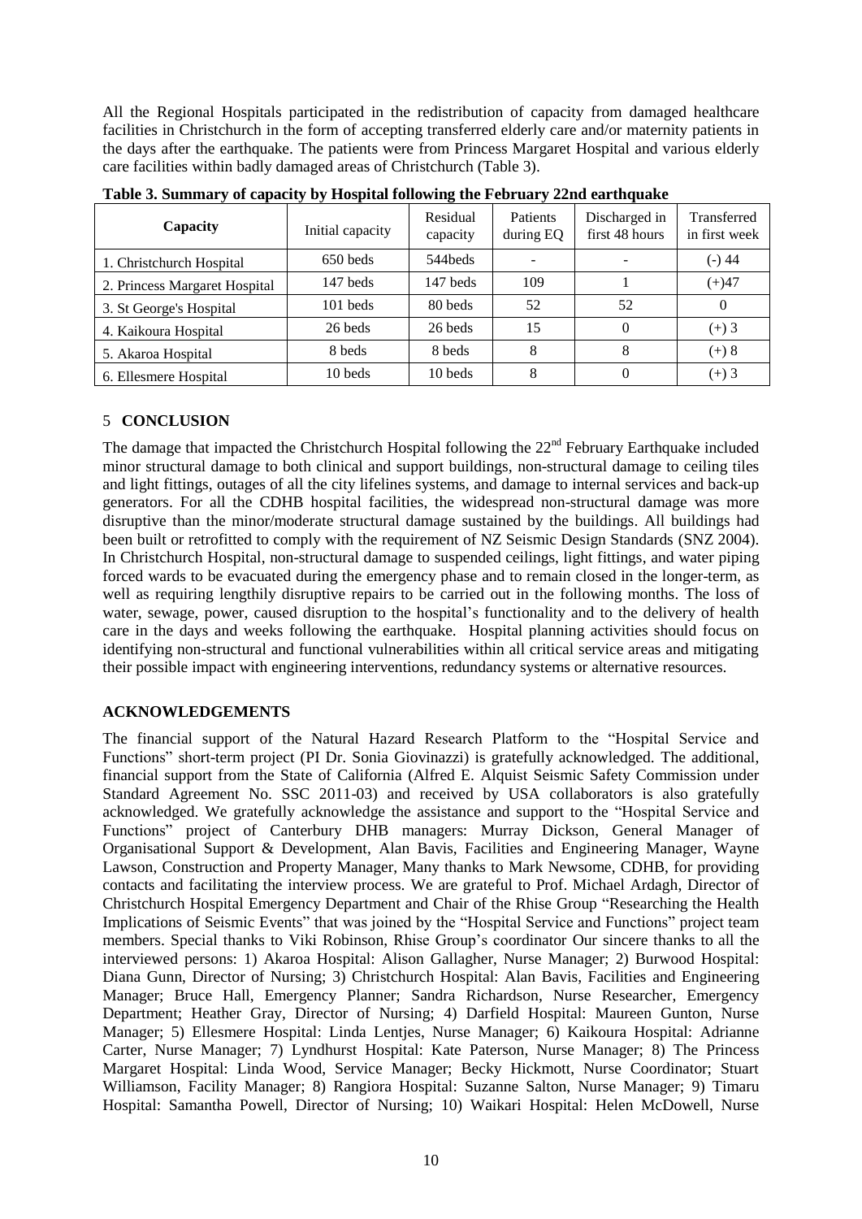All the Regional Hospitals participated in the redistribution of capacity from damaged healthcare facilities in Christchurch in the form of accepting transferred elderly care and/or maternity patients in the days after the earthquake. The patients were from Princess Margaret Hospital and various elderly care facilities within badly damaged areas of Christchurch (Table 3).

**Table 3. Summary of capacity by Hospital following the February 22nd earthquake**

| Capacity | Initial capacity | Residual capacity | Patients during EQ | Discharged in first 48 hours | Transferred in first week |
|---|---|---|---|---|---|
| 1. Christchurch Hospital | 650 beds | 544beds | - | - | (-) 44 |
| 2. Princess Margaret Hospital | 147 beds | 147 beds | 109 | 1 | (+)47 |
| 3. St George's Hospital | 101 beds | 80 beds | 52 | 52 | 0 |
| 4. Kaikoura Hospital | 26 beds | 26 beds | 15 | 0 | (+) 3 |
| 5. Akaroa Hospital | 8 beds | 8 beds | 8 | 8 | (+) 8 |
| 6. Ellesmere Hospital | 10 beds | 10 beds | 8 | 0 | (+) 3 |

## 5 CONCLUSION

The damage that impacted the Christchurch Hospital following the 22nd February Earthquake included minor structural damage to both clinical and support buildings, non-structural damage to ceiling tiles and light fittings, outages of all the city lifelines systems, and damage to internal services and back-up generators. For all the CDHB hospital facilities, the widespread non-structural damage was more disruptive than the minor/moderate structural damage sustained by the buildings. All buildings had been built or retrofitted to comply with the requirement of NZ Seismic Design Standards (SNZ 2004). In Christchurch Hospital, non-structural damage to suspended ceilings, light fittings, and water piping forced wards to be evacuated during the emergency phase and to remain closed in the longer-term, as well as requiring lengthily disruptive repairs to be carried out in the following months. The loss of water, sewage, power, caused disruption to the hospital's functionality and to the delivery of health care in the days and weeks following the earthquake. Hospital planning activities should focus on identifying non-structural and functional vulnerabilities within all critical service areas and mitigating their possible impact with engineering interventions, redundancy systems or alternative resources.

## ACKNOWLEDGEMENTS

The financial support of the Natural Hazard Research Platform to the "Hospital Service and Functions" short-term project (PI Dr. Sonia Giovinazzi) is gratefully acknowledged. The additional, financial support from the State of California (Alfred E. Alquist Seismic Safety Commission under Standard Agreement No. SSC 2011-03) and received by USA collaborators is also gratefully acknowledged. We gratefully acknowledge the assistance and support to the "Hospital Service and Functions" project of Canterbury DHB managers: Murray Dickson, General Manager of Organisational Support & Development, Alan Bavis, Facilities and Engineering Manager, Wayne Lawson, Construction and Property Manager, Many thanks to Mark Newsome, CDHB, for providing contacts and facilitating the interview process. We are grateful to Prof. Michael Ardagh, Director of Christchurch Hospital Emergency Department and Chair of the Rhise Group "Researching the Health Implications of Seismic Events" that was joined by the "Hospital Service and Functions" project team members. Special thanks to Viki Robinson, Rhise Group's coordinator Our sincere thanks to all the interviewed persons: 1) Akaroa Hospital: Alison Gallagher, Nurse Manager; 2) Burwood Hospital: Diana Gunn, Director of Nursing; 3) Christchurch Hospital: Alan Bavis, Facilities and Engineering Manager; Bruce Hall, Emergency Planner; Sandra Richardson, Nurse Researcher, Emergency Department; Heather Gray, Director of Nursing; 4) Darfield Hospital: Maureen Gunton, Nurse Manager; 5) Ellesmere Hospital: Linda Lentjes, Nurse Manager; 6) Kaikoura Hospital: Adrianne Carter, Nurse Manager; 7) Lyndhurst Hospital: Kate Paterson, Nurse Manager; 8) The Princess Margaret Hospital: Linda Wood, Service Manager; Becky Hickmott, Nurse Coordinator; Stuart Williamson, Facility Manager; 8) Rangiora Hospital: Suzanne Salton, Nurse Manager; 9) Timaru Hospital: Samantha Powell, Director of Nursing; 10) Waikari Hospital: Helen McDowell, Nurse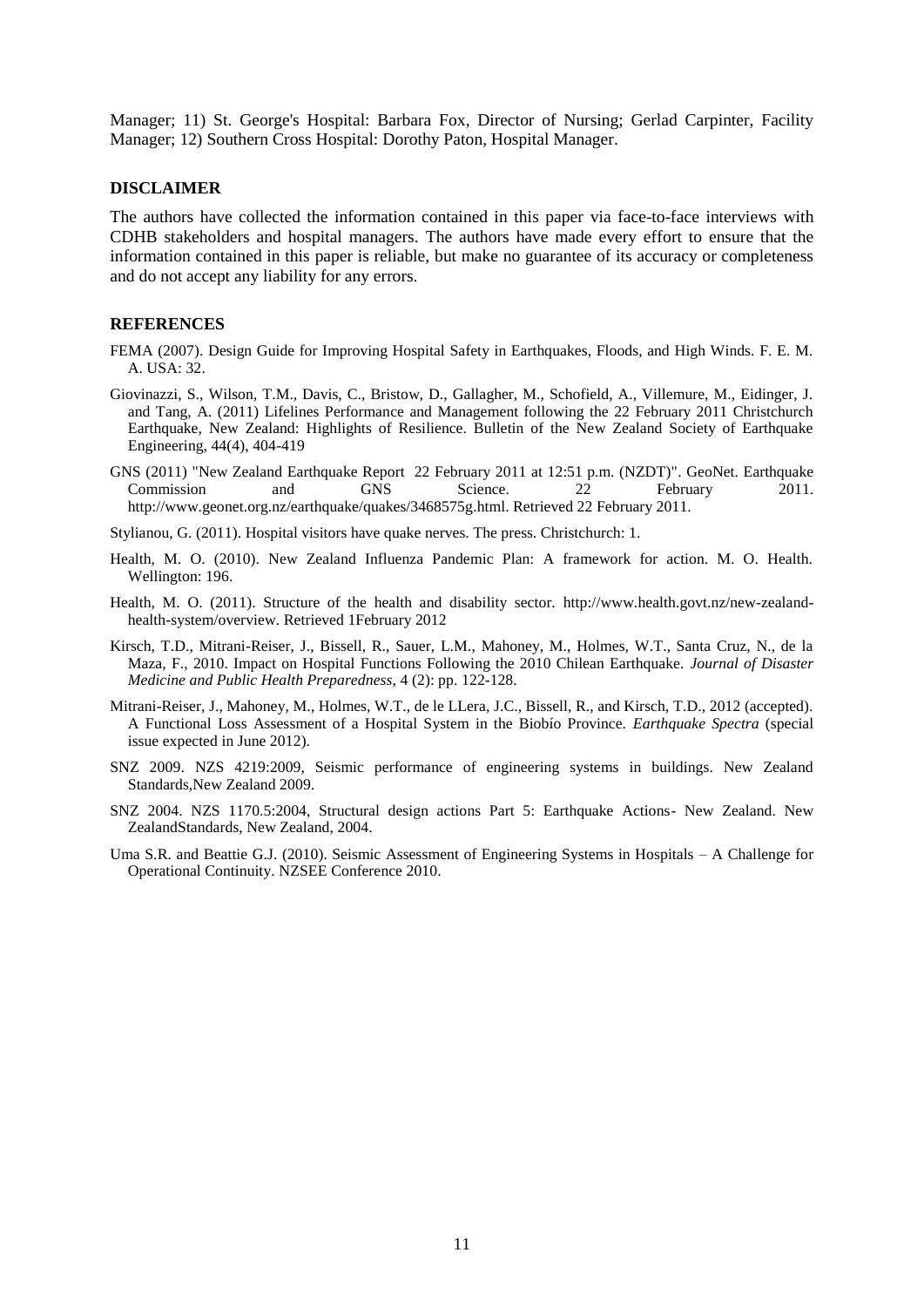Manager; 11) St. George's Hospital: Barbara Fox, Director of Nursing; Gerlad Carpinter, Facility Manager; 12) Southern Cross Hospital: Dorothy Paton, Hospital Manager.

## DISCLAIMER

The authors have collected the information contained in this paper via face-to-face interviews with CDHB stakeholders and hospital managers. The authors have made every effort to ensure that the information contained in this paper is reliable, but make no guarantee of its accuracy or completeness and do not accept any liability for any errors.

## REFERENCES

FEMA (2007). Design Guide for Improving Hospital Safety in Earthquakes, Floods, and High Winds. F. E. M. A. USA: 32.

Giovinazzi, S., Wilson, T.M., Davis, C., Bristow, D., Gallagher, M., Schofield, A., Villemure, M., Eidinger, J. and Tang, A. (2011) Lifelines Performance and Management following the 22 February 2011 Christchurch Earthquake, New Zealand: Highlights of Resilience. Bulletin of the New Zealand Society of Earthquake Engineering, 44(4), 404-419

GNS (2011) "New Zealand Earthquake Report 22 February 2011 at 12:51 p.m. (NZDT)". GeoNet. Earthquake Commission and GNS Science. 22 February 2011. http://www.geonet.org.nz/earthquake/quakes/3468575g.html. Retrieved 22 February 2011.

Stylianou, G. (2011). Hospital visitors have quake nerves. The press. Christchurch: 1.

Health, M. O. (2010). New Zealand Influenza Pandemic Plan: A framework for action. M. O. Health. Wellington: 196.

Health, M. O. (2011). Structure of the health and disability sector. http://www.health.govt.nz/new-zealand-health-system/overview. Retrieved 1February 2012

Kirsch, T.D., Mitrani-Reiser, J., Bissell, R., Sauer, L.M., Mahoney, M., Holmes, W.T., Santa Cruz, N., de la Maza, F., 2010. Impact on Hospital Functions Following the 2010 Chilean Earthquake. *Journal of Disaster Medicine and Public Health Preparedness*, 4 (2): pp. 122-128.

Mitrani-Reiser, J., Mahoney, M., Holmes, W.T., de le LLera, J.C., Bissell, R., and Kirsch, T.D., 2012 (accepted). A Functional Loss Assessment of a Hospital System in the Biobío Province. *Earthquake Spectra* (special issue expected in June 2012).

SNZ 2009. NZS 4219:2009, Seismic performance of engineering systems in buildings. New Zealand Standards,New Zealand 2009.

SNZ 2004. NZS 1170.5:2004, Structural design actions Part 5: Earthquake Actions- New Zealand. New ZealandStandards, New Zealand, 2004.

Uma S.R. and Beattie G.J. (2010). Seismic Assessment of Engineering Systems in Hospitals – A Challenge for Operational Continuity. NZSEE Conference 2010.